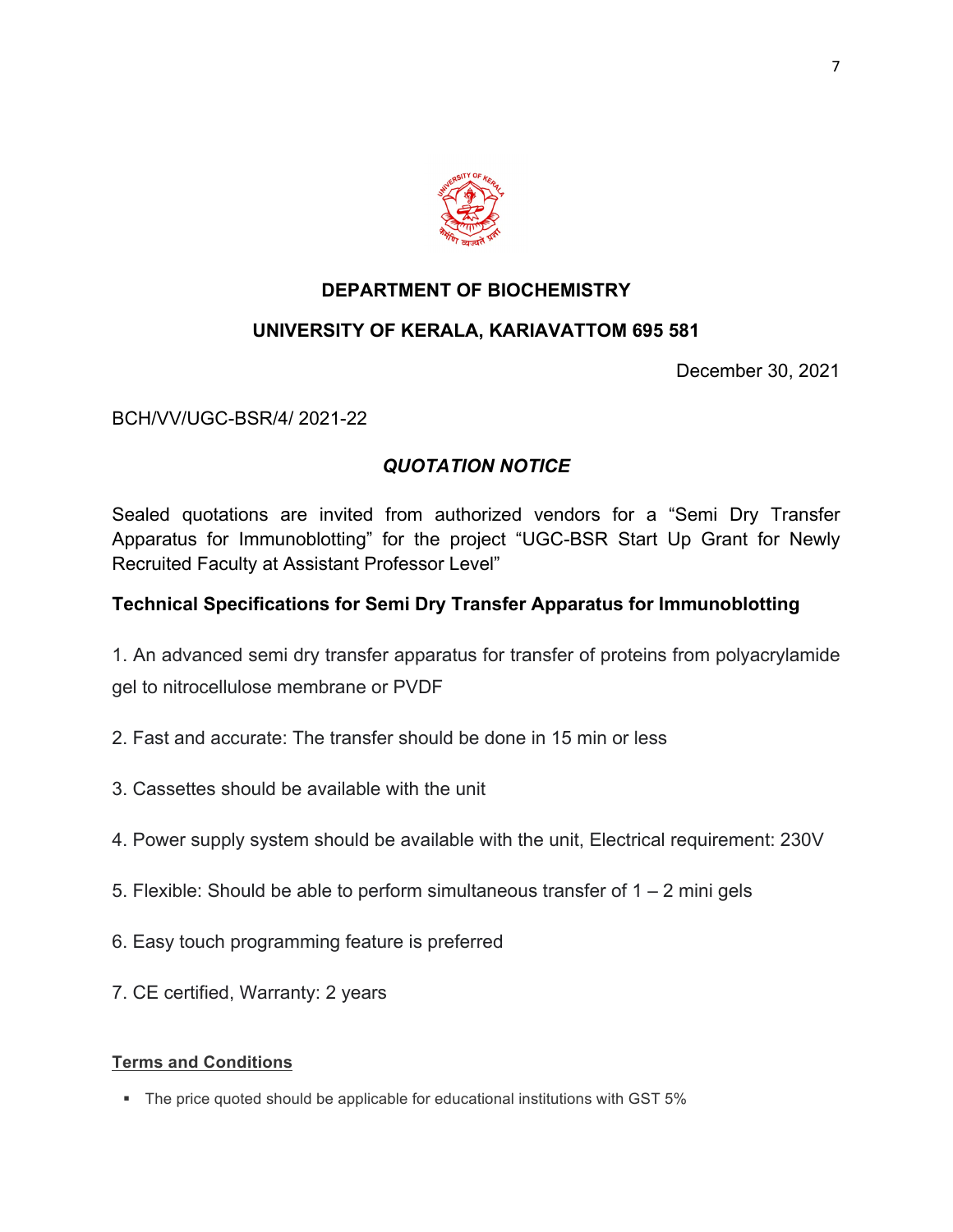# DEPARTMENT OF BIOCHEMISTRY

## UNIVERSITY OF KERALA, KARIAVATTOM 695 581

December 30, 2021

BCH/VV/UGC-BSR/4/ 2021-22

## *QUOTATION NOTICE*

Sealed quotations are invited from authorized vendors for a "Semi Dry Transfer Apparatus for Immunoblotting" for the project "UGC-BSR Start Up Grant for Newly Recruited Faculty at Assistant Professor Level"

### Technical Specifications for Semi Dry Transfer Apparatus for Immunoblotting

1. An advanced semi dry transfer apparatus for transfer of proteins from polyacrylamide gel to nitrocellulose membrane or PVDF
2. Fast and accurate: The transfer should be done in 15 min or less
3. Cassettes should be available with the unit
4. Power supply system should be available with the unit, Electrical requirement: 230V
5. Flexible: Should be able to perform simultaneous transfer of 1 – 2 mini gels
6. Easy touch programming feature is preferred
7. CE certified, Warranty: 2 years

**Terms and Conditions**

- The price quoted should be applicable for educational institutions with GST 5%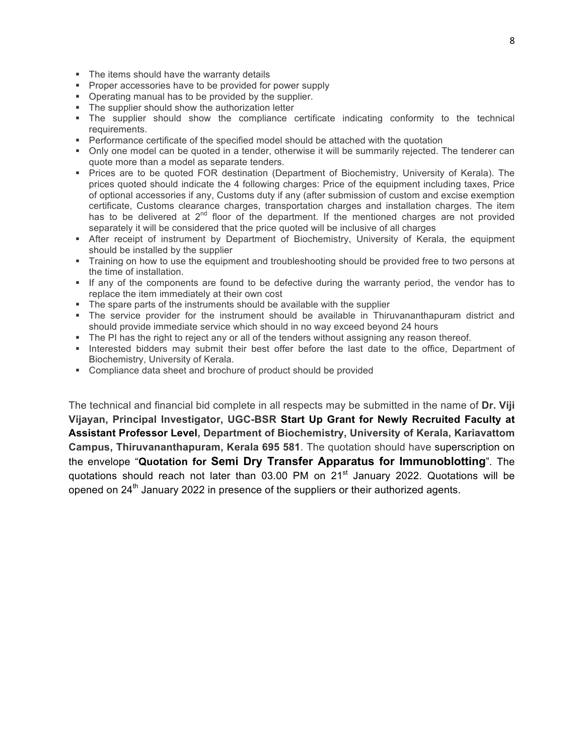- The items should have the warranty details
- Proper accessories have to be provided for power supply
- Operating manual has to be provided by the supplier.
- The supplier should show the authorization letter
- The supplier should show the compliance certificate indicating conformity to the technical requirements.
- Performance certificate of the specified model should be attached with the quotation
- Only one model can be quoted in a tender, otherwise it will be summarily rejected. The tenderer can quote more than a model as separate tenders.
- Prices are to be quoted FOR destination (Department of Biochemistry, University of Kerala). The prices quoted should indicate the 4 following charges: Price of the equipment including taxes, Price of optional accessories if any, Customs duty if any (after submission of custom and excise exemption certificate, Customs clearance charges, transportation charges and installation charges. The item has to be delivered at 2nd floor of the department. If the mentioned charges are not provided separately it will be considered that the price quoted will be inclusive of all charges
- After receipt of instrument by Department of Biochemistry, University of Kerala, the equipment should be installed by the supplier
- Training on how to use the equipment and troubleshooting should be provided free to two persons at the time of installation.
- If any of the components are found to be defective during the warranty period, the vendor has to replace the item immediately at their own cost
- The spare parts of the instruments should be available with the supplier
- The service provider for the instrument should be available in Thiruvananthapuram district and should provide immediate service which should in no way exceed beyond 24 hours
- The PI has the right to reject any or all of the tenders without assigning any reason thereof.
- Interested bidders may submit their best offer before the last date to the office, Department of Biochemistry, University of Kerala.
- Compliance data sheet and brochure of product should be provided

The technical and financial bid complete in all respects may be submitted in the name of **Dr. Viji Vijayan, Principal Investigator, UGC-BSR Start Up Grant for Newly Recruited Faculty at Assistant Professor Level, Department of Biochemistry, University of Kerala, Kariavattom Campus, Thiruvananthapuram, Kerala 695 581**. The quotation should have superscription on the envelope "**Quotation for Semi Dry Transfer Apparatus for Immunoblotting**". The quotations should reach not later than 03.00 PM on 21st January 2022. Quotations will be opened on 24th January 2022 in presence of the suppliers or their authorized agents.